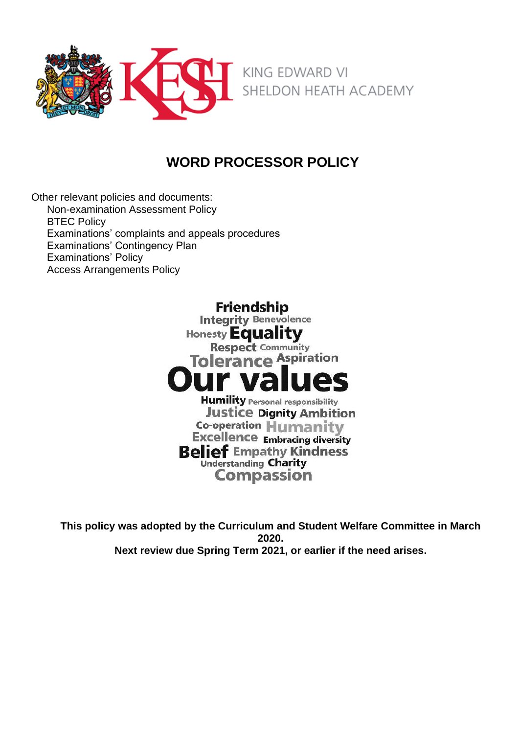KING EDWARD VI
SHELDON HEATH ACADEMY

# WORD PROCESSOR POLICY

Other relevant policies and documents:

- Non-examination Assessment Policy
- BTEC Policy
- Examinations' complaints and appeals procedures
- Examinations' Contingency Plan
- Examinations' Policy
- Access Arrangements Policy

Friendship
Integrity Benevolence
Honesty Equality
Respect Community
Tolerance Aspiration
Our values
Humility Personal responsibility
Justice Dignity Ambition
Co-operation Humanity
Excellence Embracing diversity
Belief Empathy Kindness
Understanding Charity
Compassion

**This policy was adopted by the Curriculum and Student Welfare Committee in March 2020.**
**Next review due Spring Term 2021, or earlier if the need arises.**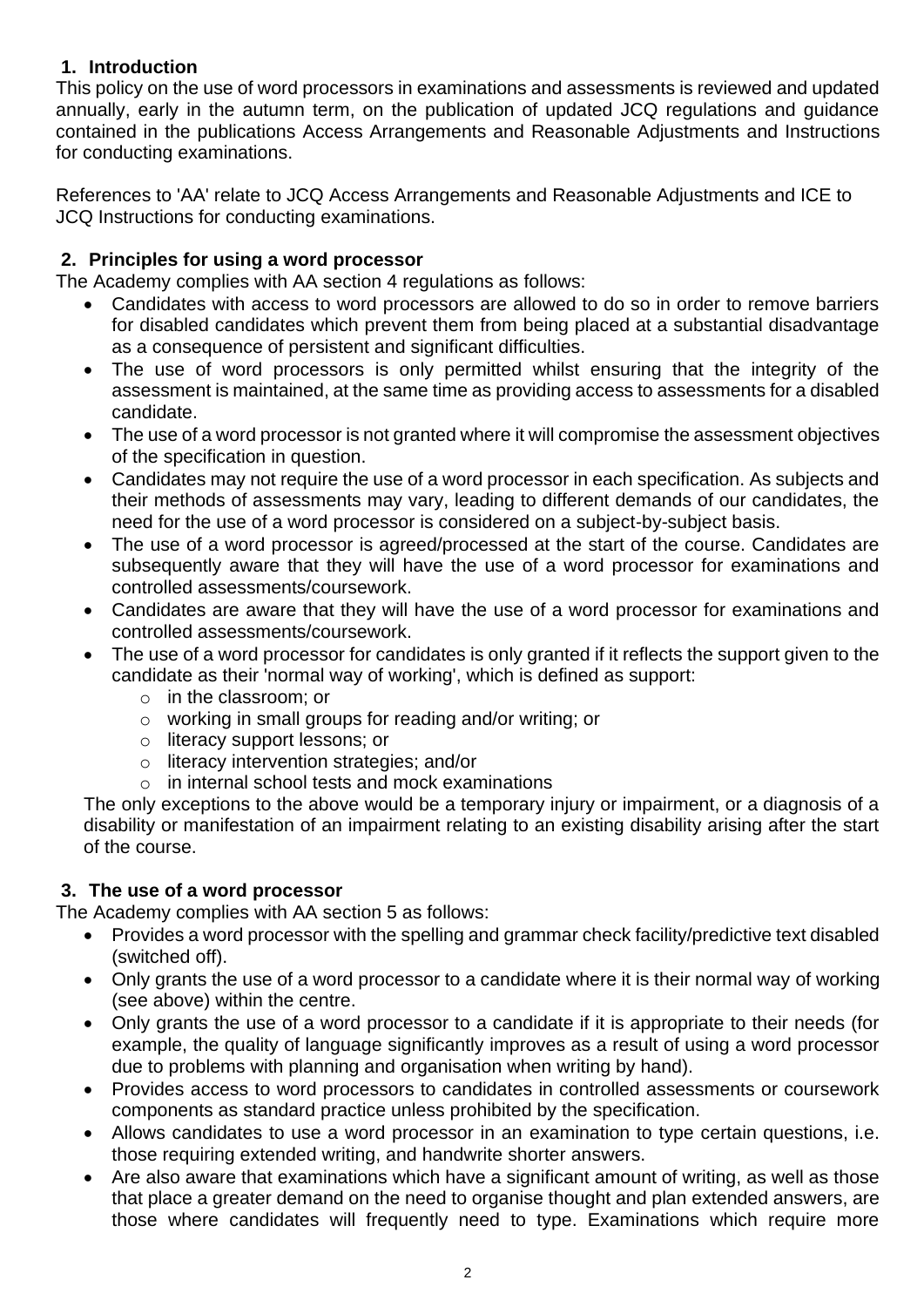## 1. Introduction

This policy on the use of word processors in examinations and assessments is reviewed and updated annually, early in the autumn term, on the publication of updated JCQ regulations and guidance contained in the publications Access Arrangements and Reasonable Adjustments and Instructions for conducting examinations.

References to 'AA' relate to JCQ Access Arrangements and Reasonable Adjustments and ICE to JCQ Instructions for conducting examinations.

## 2. Principles for using a word processor

The Academy complies with AA section 4 regulations as follows:

- Candidates with access to word processors are allowed to do so in order to remove barriers for disabled candidates which prevent them from being placed at a substantial disadvantage as a consequence of persistent and significant difficulties.
- The use of word processors is only permitted whilst ensuring that the integrity of the assessment is maintained, at the same time as providing access to assessments for a disabled candidate.
- The use of a word processor is not granted where it will compromise the assessment objectives of the specification in question.
- Candidates may not require the use of a word processor in each specification. As subjects and their methods of assessments may vary, leading to different demands of our candidates, the need for the use of a word processor is considered on a subject-by-subject basis.
- The use of a word processor is agreed/processed at the start of the course. Candidates are subsequently aware that they will have the use of a word processor for examinations and controlled assessments/coursework.
- Candidates are aware that they will have the use of a word processor for examinations and controlled assessments/coursework.
- The use of a word processor for candidates is only granted if it reflects the support given to the candidate as their 'normal way of working', which is defined as support:
    - in the classroom; or
    - working in small groups for reading and/or writing; or
    - literacy support lessons; or
    - literacy intervention strategies; and/or
    - in internal school tests and mock examinations

The only exceptions to the above would be a temporary injury or impairment, or a diagnosis of a disability or manifestation of an impairment relating to an existing disability arising after the start of the course.

## 3. The use of a word processor

The Academy complies with AA section 5 as follows:

- Provides a word processor with the spelling and grammar check facility/predictive text disabled (switched off).
- Only grants the use of a word processor to a candidate where it is their normal way of working (see above) within the centre.
- Only grants the use of a word processor to a candidate if it is appropriate to their needs (for example, the quality of language significantly improves as a result of using a word processor due to problems with planning and organisation when writing by hand).
- Provides access to word processors to candidates in controlled assessments or coursework components as standard practice unless prohibited by the specification.
- Allows candidates to use a word processor in an examination to type certain questions, i.e. those requiring extended writing, and handwrite shorter answers.
- Are also aware that examinations which have a significant amount of writing, as well as those that place a greater demand on the need to organise thought and plan extended answers, are those where candidates will frequently need to type. Examinations which require more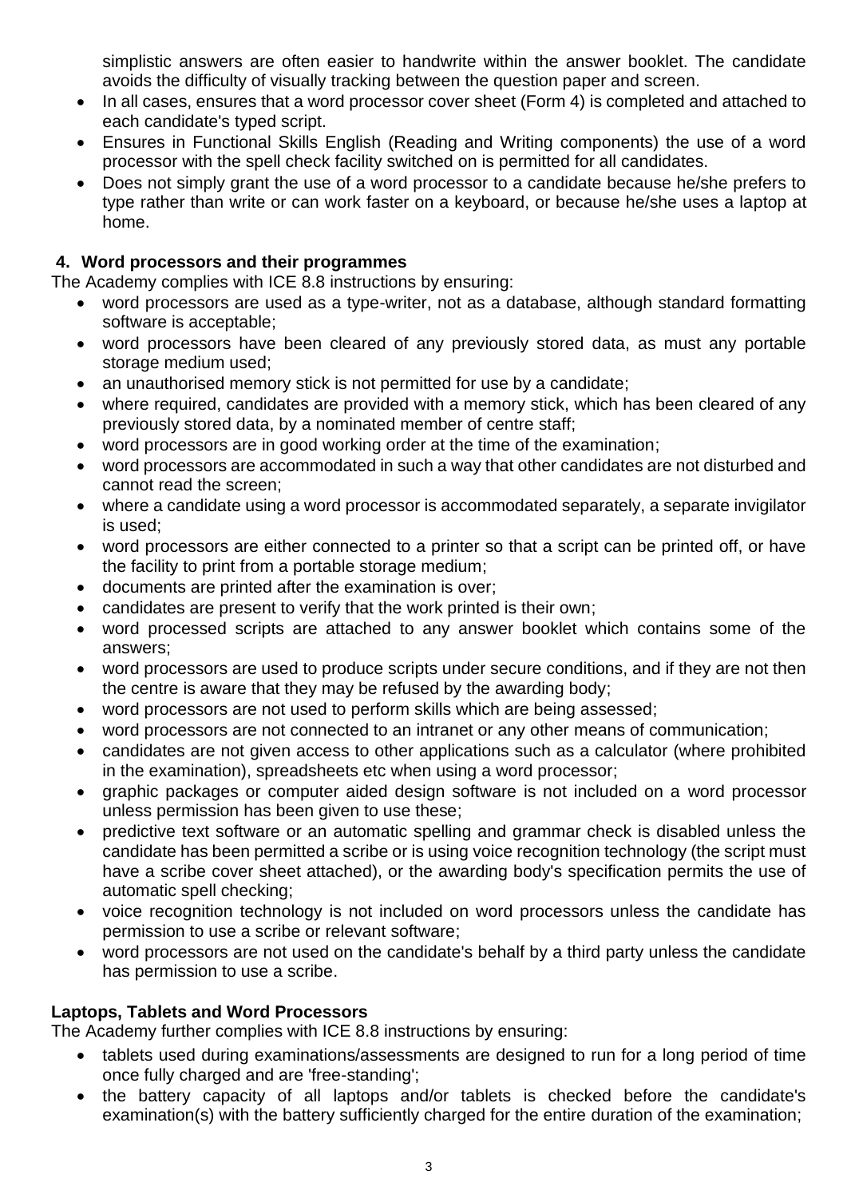simplistic answers are often easier to handwrite within the answer booklet. The candidate avoids the difficulty of visually tracking between the question paper and screen.

- In all cases, ensures that a word processor cover sheet (Form 4) is completed and attached to each candidate's typed script.
- Ensures in Functional Skills English (Reading and Writing components) the use of a word processor with the spell check facility switched on is permitted for all candidates.
- Does not simply grant the use of a word processor to a candidate because he/she prefers to type rather than write or can work faster on a keyboard, or because he/she uses a laptop at home.

### 4. Word processors and their programmes

The Academy complies with ICE 8.8 instructions by ensuring:

- word processors are used as a type-writer, not as a database, although standard formatting software is acceptable;
- word processors have been cleared of any previously stored data, as must any portable storage medium used;
- an unauthorised memory stick is not permitted for use by a candidate;
- where required, candidates are provided with a memory stick, which has been cleared of any previously stored data, by a nominated member of centre staff;
- word processors are in good working order at the time of the examination;
- word processors are accommodated in such a way that other candidates are not disturbed and cannot read the screen;
- where a candidate using a word processor is accommodated separately, a separate invigilator is used;
- word processors are either connected to a printer so that a script can be printed off, or have the facility to print from a portable storage medium;
- documents are printed after the examination is over;
- candidates are present to verify that the work printed is their own;
- word processed scripts are attached to any answer booklet which contains some of the answers;
- word processors are used to produce scripts under secure conditions, and if they are not then the centre is aware that they may be refused by the awarding body;
- word processors are not used to perform skills which are being assessed;
- word processors are not connected to an intranet or any other means of communication;
- candidates are not given access to other applications such as a calculator (where prohibited in the examination), spreadsheets etc when using a word processor;
- graphic packages or computer aided design software is not included on a word processor unless permission has been given to use these;
- predictive text software or an automatic spelling and grammar check is disabled unless the candidate has been permitted a scribe or is using voice recognition technology (the script must have a scribe cover sheet attached), or the awarding body's specification permits the use of automatic spell checking;
- voice recognition technology is not included on word processors unless the candidate has permission to use a scribe or relevant software;
- word processors are not used on the candidate's behalf by a third party unless the candidate has permission to use a scribe.

### Laptops, Tablets and Word Processors

The Academy further complies with ICE 8.8 instructions by ensuring:

- tablets used during examinations/assessments are designed to run for a long period of time once fully charged and are 'free-standing';
- the battery capacity of all laptops and/or tablets is checked before the candidate's examination(s) with the battery sufficiently charged for the entire duration of the examination;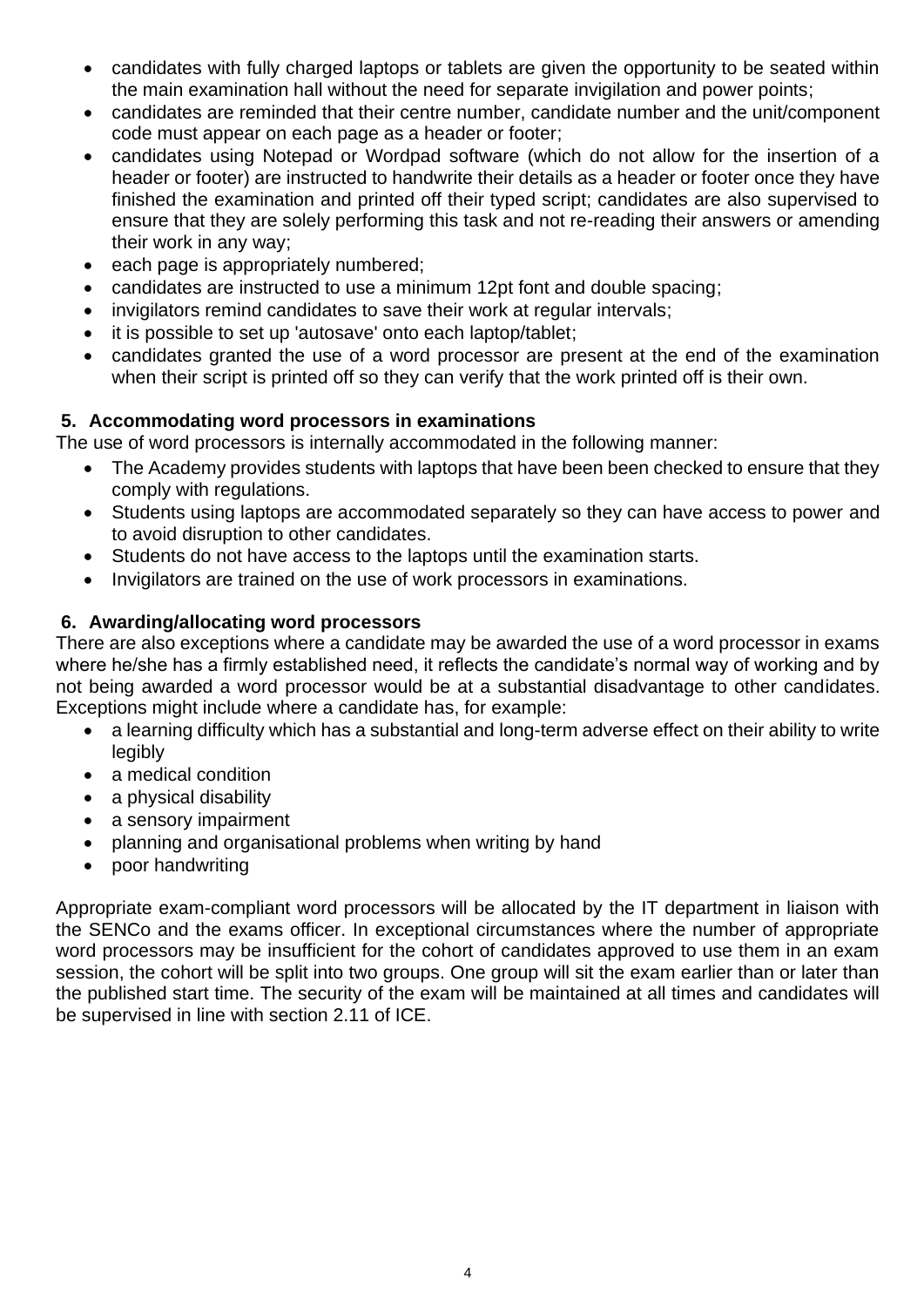- candidates with fully charged laptops or tablets are given the opportunity to be seated within the main examination hall without the need for separate invigilation and power points;
- candidates are reminded that their centre number, candidate number and the unit/component code must appear on each page as a header or footer;
- candidates using Notepad or Wordpad software (which do not allow for the insertion of a header or footer) are instructed to handwrite their details as a header or footer once they have finished the examination and printed off their typed script; candidates are also supervised to ensure that they are solely performing this task and not re-reading their answers or amending their work in any way;
- each page is appropriately numbered;
- candidates are instructed to use a minimum 12pt font and double spacing;
- invigilators remind candidates to save their work at regular intervals;
- it is possible to set up 'autosave' onto each laptop/tablet;
- candidates granted the use of a word processor are present at the end of the examination when their script is printed off so they can verify that the work printed off is their own.

## 5. Accommodating word processors in examinations

The use of word processors is internally accommodated in the following manner:

- The Academy provides students with laptops that have been been checked to ensure that they comply with regulations.
- Students using laptops are accommodated separately so they can have access to power and to avoid disruption to other candidates.
- Students do not have access to the laptops until the examination starts.
- Invigilators are trained on the use of work processors in examinations.

## 6. Awarding/allocating word processors

There are also exceptions where a candidate may be awarded the use of a word processor in exams where he/she has a firmly established need, it reflects the candidate's normal way of working and by not being awarded a word processor would be at a substantial disadvantage to other candidates. Exceptions might include where a candidate has, for example:

- a learning difficulty which has a substantial and long-term adverse effect on their ability to write legibly
- a medical condition
- a physical disability
- a sensory impairment
- planning and organisational problems when writing by hand
- poor handwriting

Appropriate exam-compliant word processors will be allocated by the IT department in liaison with the SENCo and the exams officer. In exceptional circumstances where the number of appropriate word processors may be insufficient for the cohort of candidates approved to use them in an exam session, the cohort will be split into two groups. One group will sit the exam earlier than or later than the published start time. The security of the exam will be maintained at all times and candidates will be supervised in line with section 2.11 of ICE.